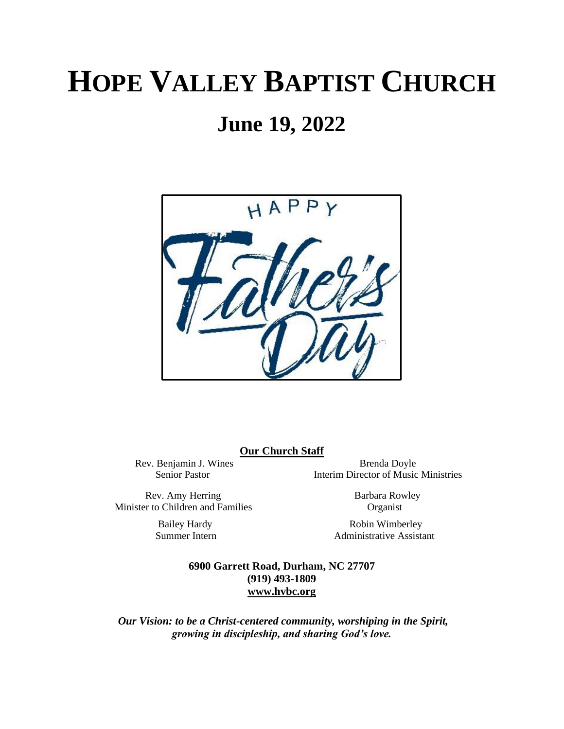# HOPE VALLEY BAPTIST CHURCH

## June 19, 2022

HAPPY Father's Day

**Our Church Staff**

Rev. Benjamin J. Wines
Senior Pastor

Brenda Doyle
Interim Director of Music Ministries

Rev. Amy Herring
Minister to Children and Families

Barbara Rowley
Organist

Bailey Hardy
Summer Intern

Robin Wimberley
Administrative Assistant

**6900 Garrett Road, Durham, NC 27707**
**(919) 493-1809**
**www.hvbc.org**

***Our Vision: to be a Christ-centered community, worshiping in the Spirit, growing in discipleship, and sharing God's love.***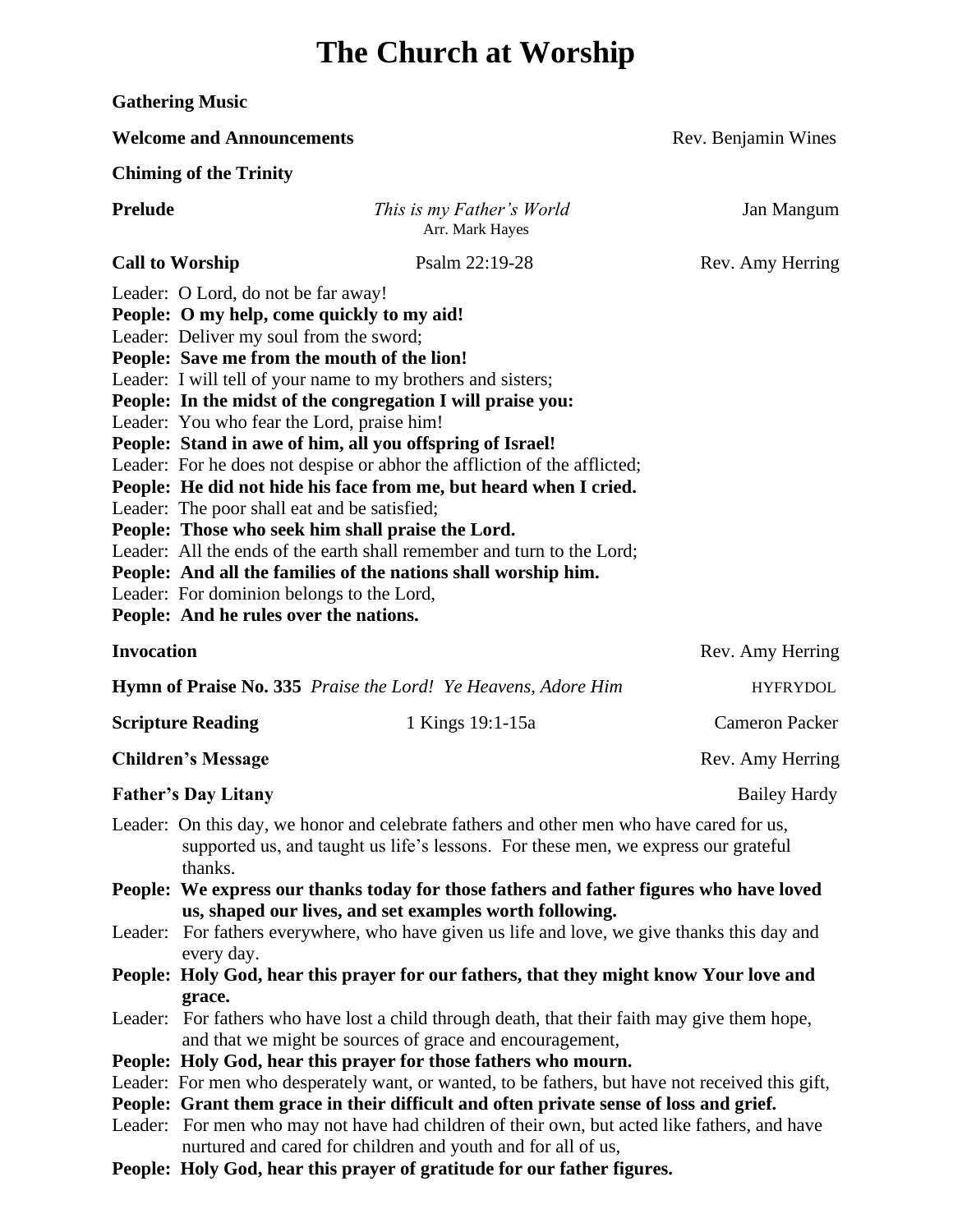# The Church at Worship

**Gathering Music**

**Welcome and Announcements** Rev. Benjamin Wines

**Chiming of the Trinity**

**Prelude** *This is my Father's World* Jan Mangum
Arr. Mark Hayes

**Call to Worship** Psalm 22:19-28 Rev. Amy Herring

Leader: O Lord, do not be far away!
**People: O my help, come quickly to my aid!**
Leader: Deliver my soul from the sword;
**People: Save me from the mouth of the lion!**
Leader: I will tell of your name to my brothers and sisters;
**People: In the midst of the congregation I will praise you:**
Leader: You who fear the Lord, praise him!
**People: Stand in awe of him, all you offspring of Israel!**
Leader: For he does not despise or abhor the affliction of the afflicted;
**People: He did not hide his face from me, but heard when I cried.**
Leader: The poor shall eat and be satisfied;
**People: Those who seek him shall praise the Lord.**
Leader: All the ends of the earth shall remember and turn to the Lord;
**People: And all the families of the nations shall worship him.**
Leader: For dominion belongs to the Lord,
**People: And he rules over the nations.**

**Invocation** Rev. Amy Herring

**Hymn of Praise No. 335** *Praise the Lord! Ye Heavens, Adore Him* HYFRYDOL

**Scripture Reading** 1 Kings 19:1-15a Cameron Packer

**Children's Message** Rev. Amy Herring

**Father's Day Litany** Bailey Hardy

Leader: On this day, we honor and celebrate fathers and other men who have cared for us, supported us, and taught us life's lessons. For these men, we express our grateful thanks.
**People: We express our thanks today for those fathers and father figures who have loved us, shaped our lives, and set examples worth following.**
Leader: For fathers everywhere, who have given us life and love, we give thanks this day and every day.
**People: Holy God, hear this prayer for our fathers, that they might know Your love and grace.**
Leader: For fathers who have lost a child through death, that their faith may give them hope, and that we might be sources of grace and encouragement,
**People: Holy God, hear this prayer for those fathers who mourn.**
Leader: For men who desperately want, or wanted, to be fathers, but have not received this gift,
**People: Grant them grace in their difficult and often private sense of loss and grief.**
Leader: For men who may not have had children of their own, but acted like fathers, and have nurtured and cared for children and youth and for all of us,
**People: Holy God, hear this prayer of gratitude for our father figures.**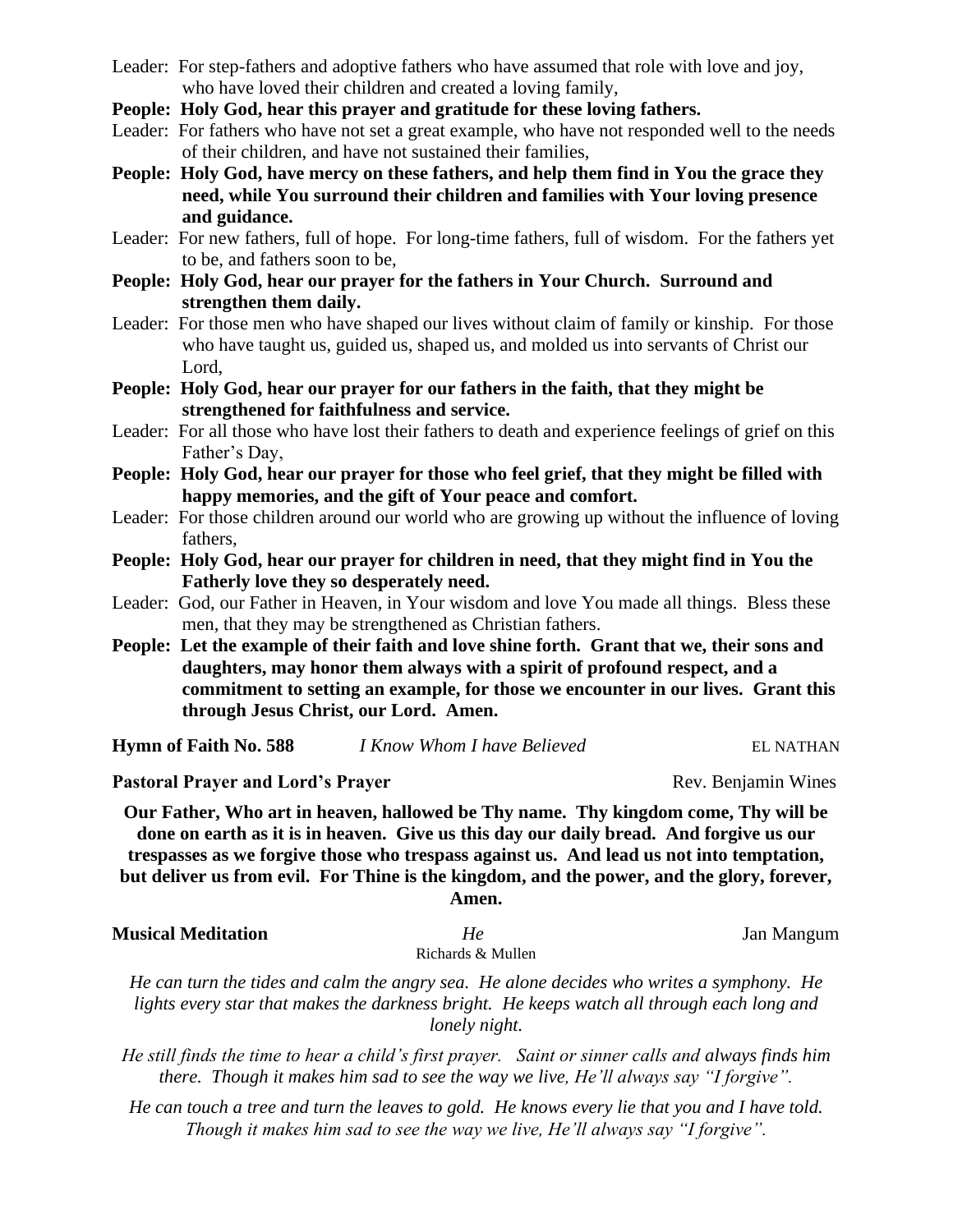Leader: For step-fathers and adoptive fathers who have assumed that role with love and joy, who have loved their children and created a loving family,

**People: Holy God, hear this prayer and gratitude for these loving fathers.**

Leader: For fathers who have not set a great example, who have not responded well to the needs of their children, and have not sustained their families,

**People: Holy God, have mercy on these fathers, and help them find in You the grace they need, while You surround their children and families with Your loving presence and guidance.**

Leader: For new fathers, full of hope. For long-time fathers, full of wisdom. For the fathers yet to be, and fathers soon to be,

**People: Holy God, hear our prayer for the fathers in Your Church. Surround and strengthen them daily.**

Leader: For those men who have shaped our lives without claim of family or kinship. For those who have taught us, guided us, shaped us, and molded us into servants of Christ our Lord,

**People: Holy God, hear our prayer for our fathers in the faith, that they might be strengthened for faithfulness and service.**

Leader: For all those who have lost their fathers to death and experience feelings of grief on this Father's Day,

**People: Holy God, hear our prayer for those who feel grief, that they might be filled with happy memories, and the gift of Your peace and comfort.**

Leader: For those children around our world who are growing up without the influence of loving fathers,

**People: Holy God, hear our prayer for children in need, that they might find in You the Fatherly love they so desperately need.**

Leader: God, our Father in Heaven, in Your wisdom and love You made all things. Bless these men, that they may be strengthened as Christian fathers.

**People: Let the example of their faith and love shine forth. Grant that we, their sons and daughters, may honor them always with a spirit of profound respect, and a commitment to setting an example, for those we encounter in our lives. Grant this through Jesus Christ, our Lord. Amen.**

**Hymn of Faith No. 588** *I Know Whom I have Believed* EL NATHAN

**Pastoral Prayer and Lord's Prayer** Rev. Benjamin Wines

**Our Father, Who art in heaven, hallowed be Thy name. Thy kingdom come, Thy will be done on earth as it is in heaven. Give us this day our daily bread. And forgive us our trespasses as we forgive those who trespass against us. And lead us not into temptation, but deliver us from evil. For Thine is the kingdom, and the power, and the glory, forever, Amen.**

**Musical Meditation** *He* Jan Mangum

Richards & Mullen

*He can turn the tides and calm the angry sea. He alone decides who writes a symphony. He lights every star that makes the darkness bright. He keeps watch all through each long and lonely night.*

*He still finds the time to hear a child's first prayer. Saint or sinner calls and always finds him there. Though it makes him sad to see the way we live, He'll always say "I forgive".*

*He can touch a tree and turn the leaves to gold. He knows every lie that you and I have told. Though it makes him sad to see the way we live, He'll always say "I forgive".*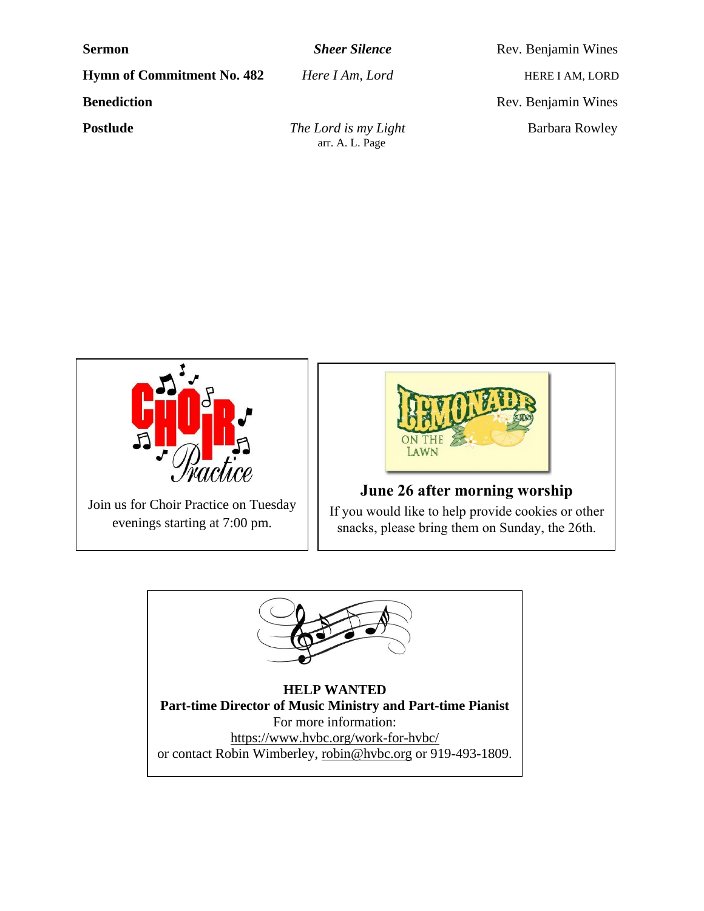| | | |
|---|---|---|
| **Sermon** | ***Sheer Silence*** | Rev. Benjamin Wines |
| **Hymn of Commitment No. 482** | *Here I Am, Lord* | HERE I AM, LORD |
| **Benediction** | | Rev. Benjamin Wines |
| **Postlude** | *The Lord is my Light*<br>arr. A. L. Page | Barbara Rowley |

Join us for Choir Practice on Tuesday evenings starting at 7:00 pm.

**June 26 after morning worship**

If you would like to help provide cookies or other snacks, please bring them on Sunday, the 26th.

**HELP WANTED**

**Part-time Director of Music Ministry and Part-time Pianist**

For more information:
https://www.hvbc.org/work-for-hvbc/
or contact Robin Wimberley, robin@hvbc.org or 919-493-1809.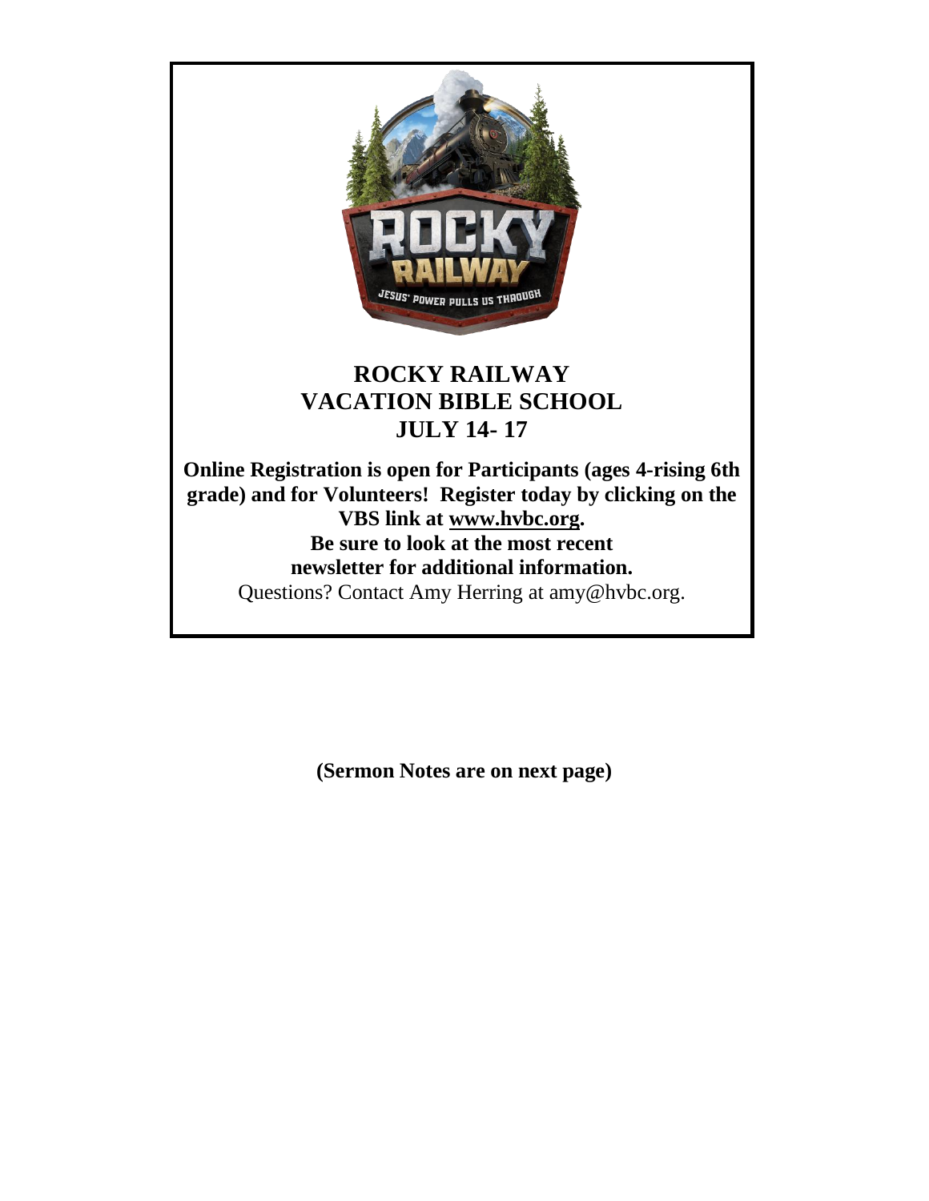**ROCKY RAILWAY**
**VACATION BIBLE SCHOOL**
**JULY 14- 17**

**Online Registration is open for Participants (ages 4-rising 6th grade) and for Volunteers! Register today by clicking on the VBS link at www.hvbc.org.**
**Be sure to look at the most recent newsletter for additional information.**
Questions? Contact Amy Herring at amy@hvbc.org.

**(Sermon Notes are on next page)**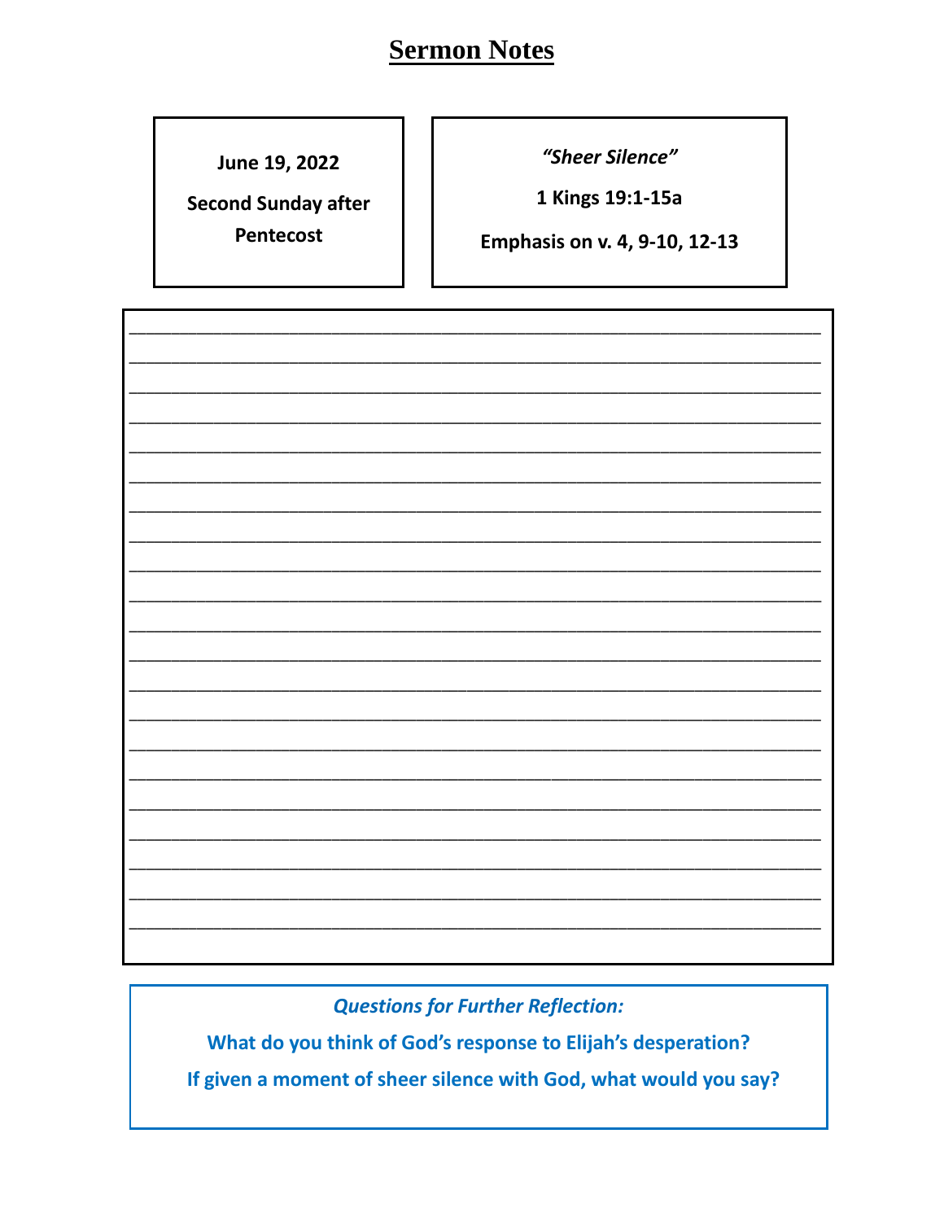# Sermon Notes

**June 19, 2022**

**Second Sunday after Pentecost**

***"Sheer Silence"***

**1 Kings 19:1-15a**

**Emphasis on v. 4, 9-10, 12-13**

______________________________________________________________________

______________________________________________________________________

______________________________________________________________________

______________________________________________________________________

______________________________________________________________________

______________________________________________________________________

______________________________________________________________________

______________________________________________________________________

______________________________________________________________________

______________________________________________________________________

______________________________________________________________________

______________________________________________________________________

______________________________________________________________________

______________________________________________________________________

______________________________________________________________________

______________________________________________________________________

______________________________________________________________________

______________________________________________________________________

______________________________________________________________________

______________________________________________________________________

______________________________________________________________________

***Questions for Further Reflection:***

**What do you think of God's response to Elijah's desperation?**

**If given a moment of sheer silence with God, what would you say?**